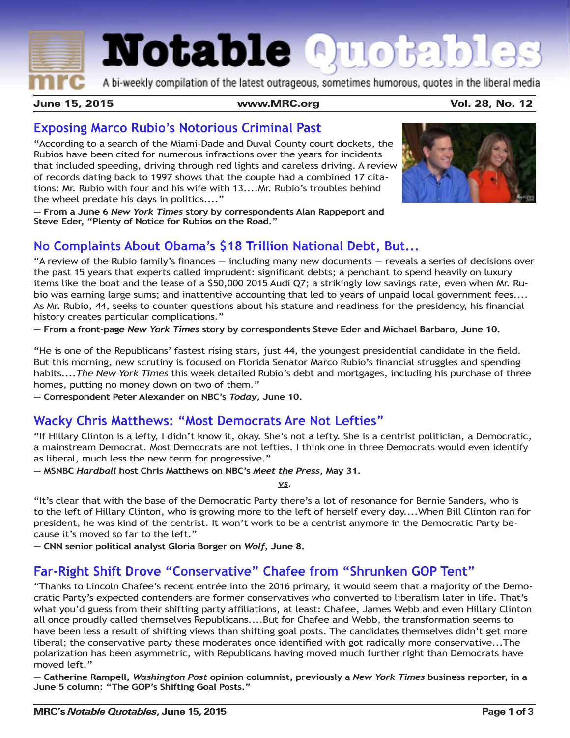# Notable Quotables

A bi-weekly compilation of the latest outrageous, sometimes humorous, quotes in the liberal media

**June 15, 2015** | **www.MRC.org** | **Vol. 28, No. 12**

## Exposing Marco Rubio's Notorious Criminal Past

"According to a search of the Miami-Dade and Duval County court dockets, the Rubios have been cited for numerous infractions over the years for incidents that included speeding, driving through red lights and careless driving. A review of records dating back to 1997 shows that the couple had a combined 17 citations: Mr. Rubio with four and his wife with 13....Mr. Rubio's troubles behind the wheel predate his days in politics...."

**— From a June 6 *New York Times* story by correspondents Alan Rappeport and Steve Eder, "Plenty of Notice for Rubios on the Road."**

## No Complaints About Obama's $18 Trillion National Debt, But...

"A review of the Rubio family's finances — including many new documents — reveals a series of decisions over the past 15 years that experts called imprudent: significant debts; a penchant to spend heavily on luxury items like the boat and the lease of a $50,000 2015 Audi Q7; a strikingly low savings rate, even when Mr. Rubio was earning large sums; and inattentive accounting that led to years of unpaid local government fees.... As Mr. Rubio, 44, seeks to counter questions about his stature and readiness for the presidency, his financial history creates particular complications."

**— From a front-page *New York Times* story by correspondents Steve Eder and Michael Barbaro, June 10.**

"He is one of the Republicans' fastest rising stars, just 44, the youngest presidential candidate in the field. But this morning, new scrutiny is focused on Florida Senator Marco Rubio's financial struggles and spending habits....*The New York Times* this week detailed Rubio's debt and mortgages, including his purchase of three homes, putting no money down on two of them."

**— Correspondent Peter Alexander on NBC's *Today*, June 10.**

## Wacky Chris Matthews: "Most Democrats Are Not Lefties"

"If Hillary Clinton is a lefty, I didn't know it, okay. She's not a lefty. She is a centrist politician, a Democratic, a mainstream Democrat. Most Democrats are not lefties. I think one in three Democrats would even identify as liberal, much less the new term for progressive."

**— MSNBC *Hardball* host Chris Matthews on NBC's *Meet the Press*, May 31.**

***vs.***

"It's clear that with the base of the Democratic Party there's a lot of resonance for Bernie Sanders, who is to the left of Hillary Clinton, who is growing more to the left of herself every day....When Bill Clinton ran for president, he was kind of the centrist. It won't work to be a centrist anymore in the Democratic Party because it's moved so far to the left."

**— CNN senior political analyst Gloria Borger on *Wolf*, June 8.**

## Far-Right Shift Drove "Conservative" Chafee from "Shrunken GOP Tent"

"Thanks to Lincoln Chafee's recent entrée into the 2016 primary, it would seem that a majority of the Democratic Party's expected contenders are former conservatives who converted to liberalism later in life. That's what you'd guess from their shifting party affiliations, at least: Chafee, James Webb and even Hillary Clinton all once proudly called themselves Republicans....But for Chafee and Webb, the transformation seems to have been less a result of shifting views than shifting goal posts. The candidates themselves didn't get more liberal; the conservative party these moderates once identified with got radically more conservative...The polarization has been asymmetric, with Republicans having moved much further right than Democrats have moved left."

**— Catherine Rampell, *Washington Post* opinion columnist, previously a *New York Times* business reporter, in a June 5 column: "The GOP's Shifting Goal Posts."**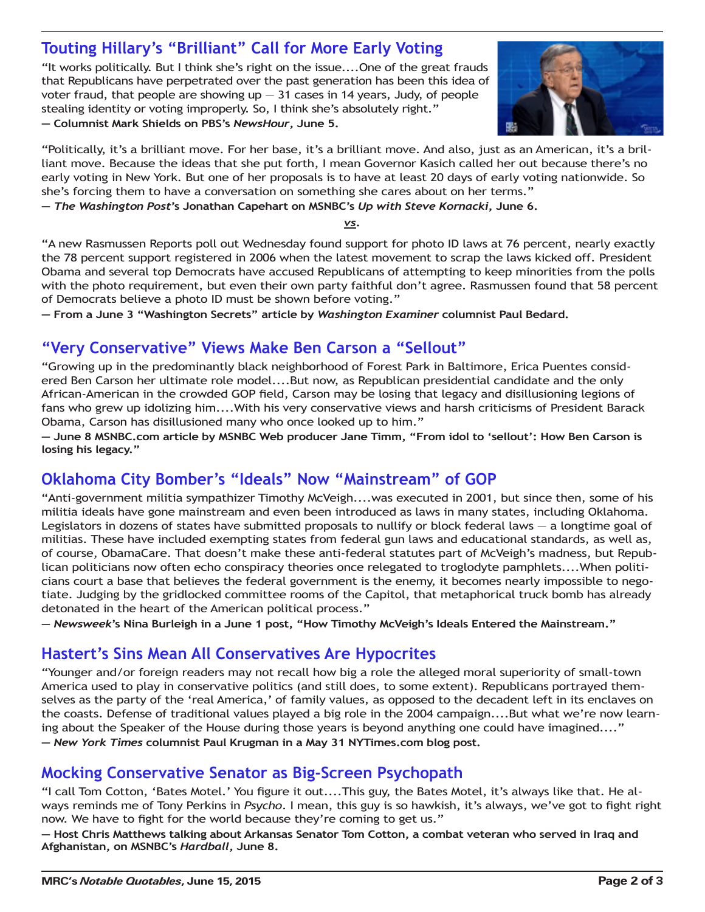## Touting Hillary's "Brilliant" Call for More Early Voting

"It works politically. But I think she's right on the issue....One of the great frauds that Republicans have perpetrated over the past generation has been this idea of voter fraud, that people are showing up — 31 cases in 14 years, Judy, of people stealing identity or voting improperly. So, I think she's absolutely right."

**— Columnist Mark Shields on PBS's *NewsHour*, June 5.**

"Politically, it's a brilliant move. For her base, it's a brilliant move. And also, just as an American, it's a brilliant move. Because the ideas that she put forth, I mean Governor Kasich called her out because there's no early voting in New York. But one of her proposals is to have at least 20 days of early voting nationwide. So she's forcing them to have a conversation on something she cares about on her terms."

**— *The Washington Post*'s Jonathan Capehart on MSNBC's *Up with Steve Kornacki*, June 6.**

***vs.***

"A new Rasmussen Reports poll out Wednesday found support for photo ID laws at 76 percent, nearly exactly the 78 percent support registered in 2006 when the latest movement to scrap the laws kicked off. President Obama and several top Democrats have accused Republicans of attempting to keep minorities from the polls with the photo requirement, but even their own party faithful don't agree. Rasmussen found that 58 percent of Democrats believe a photo ID must be shown before voting."

**— From a June 3 "Washington Secrets" article by *Washington Examiner* columnist Paul Bedard.**

## "Very Conservative" Views Make Ben Carson a "Sellout"

"Growing up in the predominantly black neighborhood of Forest Park in Baltimore, Erica Puentes considered Ben Carson her ultimate role model....But now, as Republican presidential candidate and the only African-American in the crowded GOP field, Carson may be losing that legacy and disillusioning legions of fans who grew up idolizing him....With his very conservative views and harsh criticisms of President Barack Obama, Carson has disillusioned many who once looked up to him."

**— June 8 MSNBC.com article by MSNBC Web producer Jane Timm, "From idol to 'sellout': How Ben Carson is losing his legacy."**

## Oklahoma City Bomber's "Ideals" Now "Mainstream" of GOP

"Anti-government militia sympathizer Timothy McVeigh....was executed in 2001, but since then, some of his militia ideals have gone mainstream and even been introduced as laws in many states, including Oklahoma. Legislators in dozens of states have submitted proposals to nullify or block federal laws — a longtime goal of militias. These have included exempting states from federal gun laws and educational standards, as well as, of course, ObamaCare. That doesn't make these anti-federal statutes part of McVeigh's madness, but Republican politicians now often echo conspiracy theories once relegated to troglodyte pamphlets....When politicians court a base that believes the federal government is the enemy, it becomes nearly impossible to negotiate. Judging by the gridlocked committee rooms of the Capitol, that metaphorical truck bomb has already detonated in the heart of the American political process."

**— *Newsweek*'s Nina Burleigh in a June 1 post, "How Timothy McVeigh's Ideals Entered the Mainstream."**

## Hastert's Sins Mean All Conservatives Are Hypocrites

"Younger and/or foreign readers may not recall how big a role the alleged moral superiority of small-town America used to play in conservative politics (and still does, to some extent). Republicans portrayed themselves as the party of the 'real America,' of family values, as opposed to the decadent left in its enclaves on the coasts. Defense of traditional values played a big role in the 2004 campaign....But what we're now learning about the Speaker of the House during those years is beyond anything one could have imagined...."

**— *New York Times* columnist Paul Krugman in a May 31 NYTimes.com blog post.**

## Mocking Conservative Senator as Big-Screen Psychopath

"I call Tom Cotton, 'Bates Motel.' You figure it out....This guy, the Bates Motel, it's always like that. He always reminds me of Tony Perkins in *Psycho*. I mean, this guy is so hawkish, it's always, we've got to fight right now. We have to fight for the world because they're coming to get us."

**— Host Chris Matthews talking about Arkansas Senator Tom Cotton, a combat veteran who served in Iraq and Afghanistan, on MSNBC's *Hardball*, June 8.**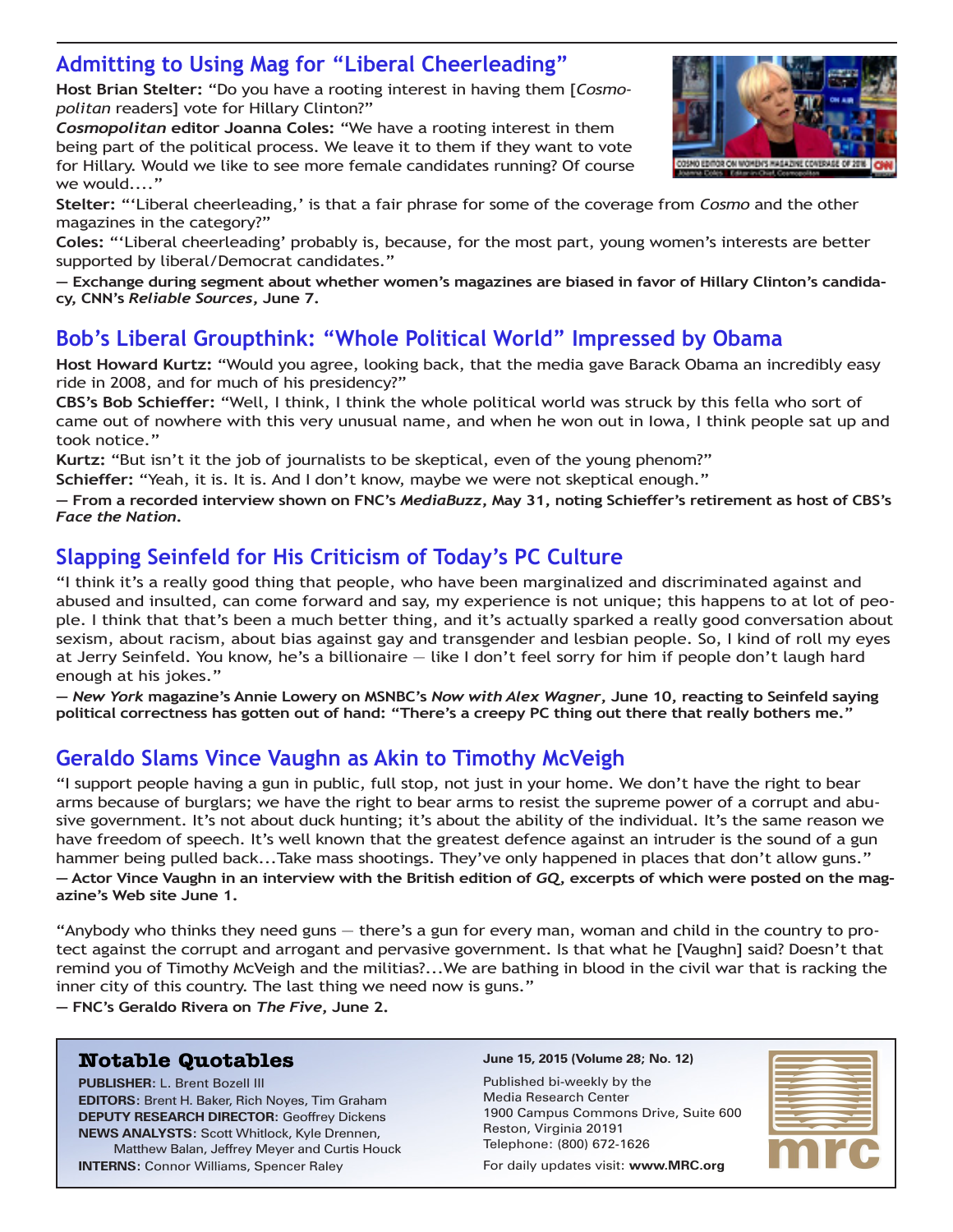## Admitting to Using Mag for "Liberal Cheerleading"

**Host Brian Stelter:** "Do you have a rooting interest in having them [*Cosmopolitan* readers] vote for Hillary Clinton?"

***Cosmopolitan* editor Joanna Coles:** "We have a rooting interest in them being part of the political process. We leave it to them if they want to vote for Hillary. Would we like to see more female candidates running? Of course we would...."

**Stelter:** "'Liberal cheerleading,' is that a fair phrase for some of the coverage from *Cosmo* and the other magazines in the category?"

**Coles:** "'Liberal cheerleading' probably is, because, for the most part, young women's interests are better supported by liberal/Democrat candidates."

**— Exchange during segment about whether women's magazines are biased in favor of Hillary Clinton's candidacy, CNN's *Reliable Sources*, June 7.**

## Bob's Liberal Groupthink: "Whole Political World" Impressed by Obama

**Host Howard Kurtz:** "Would you agree, looking back, that the media gave Barack Obama an incredibly easy ride in 2008, and for much of his presidency?"

**CBS's Bob Schieffer:** "Well, I think, I think the whole political world was struck by this fella who sort of came out of nowhere with this very unusual name, and when he won out in Iowa, I think people sat up and took notice."

**Kurtz:** "But isn't it the job of journalists to be skeptical, even of the young phenom?"

**Schieffer:** "Yeah, it is. It is. And I don't know, maybe we were not skeptical enough."

**— From a recorded interview shown on FNC's *MediaBuzz*, May 31, noting Schieffer's retirement as host of CBS's *Face the Nation*.**

## Slapping Seinfeld for His Criticism of Today's PC Culture

"I think it's a really good thing that people, who have been marginalized and discriminated against and abused and insulted, can come forward and say, my experience is not unique; this happens to at lot of people. I think that that's been a much better thing, and it's actually sparked a really good conversation about sexism, about racism, about bias against gay and transgender and lesbian people. So, I kind of roll my eyes at Jerry Seinfeld. You know, he's a billionaire — like I don't feel sorry for him if people don't laugh hard enough at his jokes."

**— *New York* magazine's Annie Lowery on MSNBC's *Now with Alex Wagner*, June 10, reacting to Seinfeld saying political correctness has gotten out of hand: "There's a creepy PC thing out there that really bothers me."**

## Geraldo Slams Vince Vaughn as Akin to Timothy McVeigh

"I support people having a gun in public, full stop, not just in your home. We don't have the right to bear arms because of burglars; we have the right to bear arms to resist the supreme power of a corrupt and abusive government. It's not about duck hunting; it's about the ability of the individual. It's the same reason we have freedom of speech. It's well known that the greatest defence against an intruder is the sound of a gun hammer being pulled back...Take mass shootings. They've only happened in places that don't allow guns."

**— Actor Vince Vaughn in an interview with the British edition of *GQ*, excerpts of which were posted on the magazine's Web site June 1.**

"Anybody who thinks they need guns — there's a gun for every man, woman and child in the country to protect against the corrupt and arrogant and pervasive government. Is that what he [Vaughn] said? Doesn't that remind you of Timothy McVeigh and the militias?...We are bathing in blood in the civil war that is racking the inner city of this country. The last thing we need now is guns."

**— FNC's Geraldo Rivera on *The Five*, June 2.**

---

**Notable Quotables**

**PUBLISHER:** L. Brent Bozell III
**EDITORS:** Brent H. Baker, Rich Noyes, Tim Graham
**DEPUTY RESEARCH DIRECTOR:** Geoffrey Dickens
**NEWS ANALYSTS:** Scott Whitlock, Kyle Drennen, Matthew Balan, Jeffrey Meyer and Curtis Houck
**INTERNS:** Connor Williams, Spencer Raley

**June 15, 2015 (Volume 28; No. 12)**

Published bi-weekly by the Media Research Center
1900 Campus Commons Drive, Suite 600
Reston, Virginia 20191
Telephone: (800) 672-1626

For daily updates visit: **www.MRC.org**

mrc